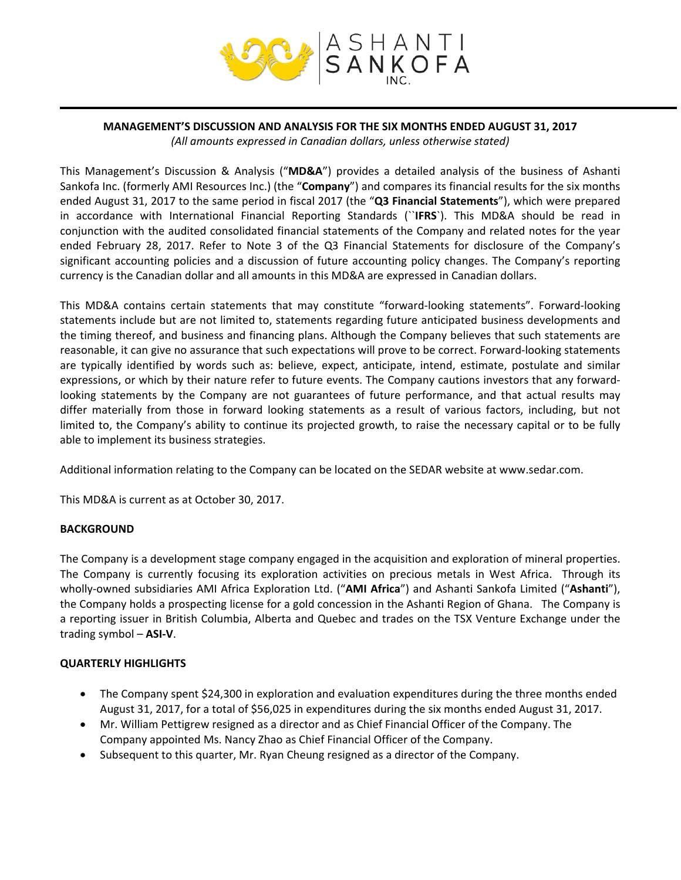ASHANTI SANKOFA INC.

## MANAGEMENT'S DISCUSSION AND ANALYSIS FOR THE SIX MONTHS ENDED AUGUST 31, 2017

*(All amounts expressed in Canadian dollars, unless otherwise stated)*

This Management's Discussion & Analysis ("**MD&A**") provides a detailed analysis of the business of Ashanti Sankofa Inc. (formerly AMI Resources Inc.) (the "**Company**") and compares its financial results for the six months ended August 31, 2017 to the same period in fiscal 2017 (the "**Q3 Financial Statements**"), which were prepared in accordance with International Financial Reporting Standards (``**IFRS**`). This MD&A should be read in conjunction with the audited consolidated financial statements of the Company and related notes for the year ended February 28, 2017. Refer to Note 3 of the Q3 Financial Statements for disclosure of the Company's significant accounting policies and a discussion of future accounting policy changes. The Company's reporting currency is the Canadian dollar and all amounts in this MD&A are expressed in Canadian dollars.

This MD&A contains certain statements that may constitute "forward-looking statements". Forward-looking statements include but are not limited to, statements regarding future anticipated business developments and the timing thereof, and business and financing plans. Although the Company believes that such statements are reasonable, it can give no assurance that such expectations will prove to be correct. Forward-looking statements are typically identified by words such as: believe, expect, anticipate, intend, estimate, postulate and similar expressions, or which by their nature refer to future events. The Company cautions investors that any forward-looking statements by the Company are not guarantees of future performance, and that actual results may differ materially from those in forward looking statements as a result of various factors, including, but not limited to, the Company's ability to continue its projected growth, to raise the necessary capital or to be fully able to implement its business strategies.

Additional information relating to the Company can be located on the SEDAR website at www.sedar.com.

This MD&A is current as at October 30, 2017.

### BACKGROUND

The Company is a development stage company engaged in the acquisition and exploration of mineral properties. The Company is currently focusing its exploration activities on precious metals in West Africa. Through its wholly-owned subsidiaries AMI Africa Exploration Ltd. ("**AMI Africa**") and Ashanti Sankofa Limited ("**Ashanti**"), the Company holds a prospecting license for a gold concession in the Ashanti Region of Ghana. The Company is a reporting issuer in British Columbia, Alberta and Quebec and trades on the TSX Venture Exchange under the trading symbol – **ASI-V**.

### QUARTERLY HIGHLIGHTS

- The Company spent $24,300 in exploration and evaluation expenditures during the three months ended August 31, 2017, for a total of $56,025 in expenditures during the six months ended August 31, 2017.
- Mr. William Pettigrew resigned as a director and as Chief Financial Officer of the Company. The Company appointed Ms. Nancy Zhao as Chief Financial Officer of the Company.
- Subsequent to this quarter, Mr. Ryan Cheung resigned as a director of the Company.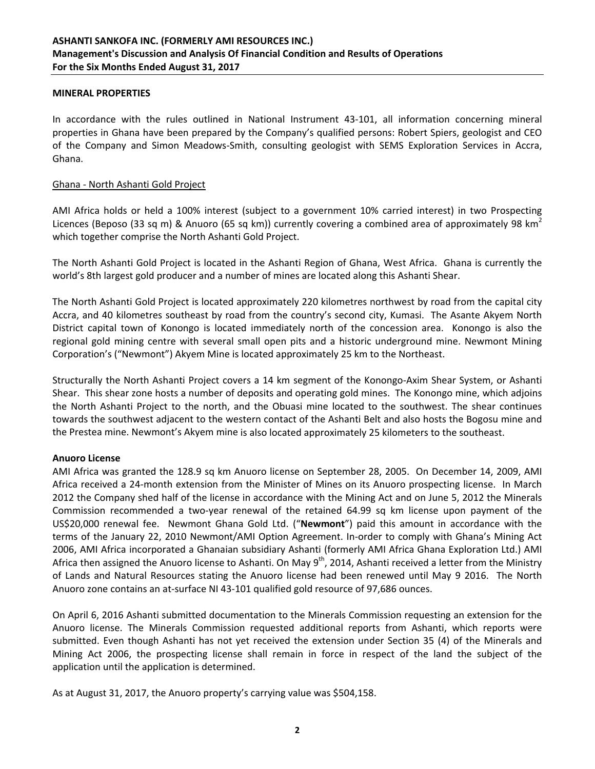## MINERAL PROPERTIES

In accordance with the rules outlined in National Instrument 43-101, all information concerning mineral properties in Ghana have been prepared by the Company's qualified persons: Robert Spiers, geologist and CEO of the Company and Simon Meadows-Smith, consulting geologist with SEMS Exploration Services in Accra, Ghana.

### Ghana - North Ashanti Gold Project

AMI Africa holds or held a 100% interest (subject to a government 10% carried interest) in two Prospecting Licences (Beposo (33 sq m) & Anuoro (65 sq km)) currently covering a combined area of approximately 98 km$^2$ which together comprise the North Ashanti Gold Project.

The North Ashanti Gold Project is located in the Ashanti Region of Ghana, West Africa. Ghana is currently the world's 8th largest gold producer and a number of mines are located along this Ashanti Shear.

The North Ashanti Gold Project is located approximately 220 kilometres northwest by road from the capital city Accra, and 40 kilometres southeast by road from the country's second city, Kumasi. The Asante Akyem North District capital town of Konongo is located immediately north of the concession area. Konongo is also the regional gold mining centre with several small open pits and a historic underground mine. Newmont Mining Corporation's ("Newmont") Akyem Mine is located approximately 25 km to the Northeast.

Structurally the North Ashanti Project covers a 14 km segment of the Konongo-Axim Shear System, or Ashanti Shear. This shear zone hosts a number of deposits and operating gold mines. The Konongo mine, which adjoins the North Ashanti Project to the north, and the Obuasi mine located to the southwest. The shear continues towards the southwest adjacent to the western contact of the Ashanti Belt and also hosts the Bogosu mine and the Prestea mine. Newmont's Akyem mine is also located approximately 25 kilometers to the southeast.

### Anuoro License

AMI Africa was granted the 128.9 sq km Anuoro license on September 28, 2005. On December 14, 2009, AMI Africa received a 24-month extension from the Minister of Mines on its Anuoro prospecting license. In March 2012 the Company shed half of the license in accordance with the Mining Act and on June 5, 2012 the Minerals Commission recommended a two-year renewal of the retained 64.99 sq km license upon payment of the US$20,000 renewal fee. Newmont Ghana Gold Ltd. ("**Newmont**") paid this amount in accordance with the terms of the January 22, 2010 Newmont/AMI Option Agreement. In-order to comply with Ghana's Mining Act 2006, AMI Africa incorporated a Ghanaian subsidiary Ashanti (formerly AMI Africa Ghana Exploration Ltd.) AMI Africa then assigned the Anuoro license to Ashanti. On May 9th, 2014, Ashanti received a letter from the Ministry of Lands and Natural Resources stating the Anuoro license had been renewed until May 9 2016. The North Anuoro zone contains an at-surface NI 43-101 qualified gold resource of 97,686 ounces.

On April 6, 2016 Ashanti submitted documentation to the Minerals Commission requesting an extension for the Anuoro license. The Minerals Commission requested additional reports from Ashanti, which reports were submitted. Even though Ashanti has not yet received the extension under Section 35 (4) of the Minerals and Mining Act 2006, the prospecting license shall remain in force in respect of the land the subject of the application until the application is determined.

As at August 31, 2017, the Anuoro property's carrying value was $504,158.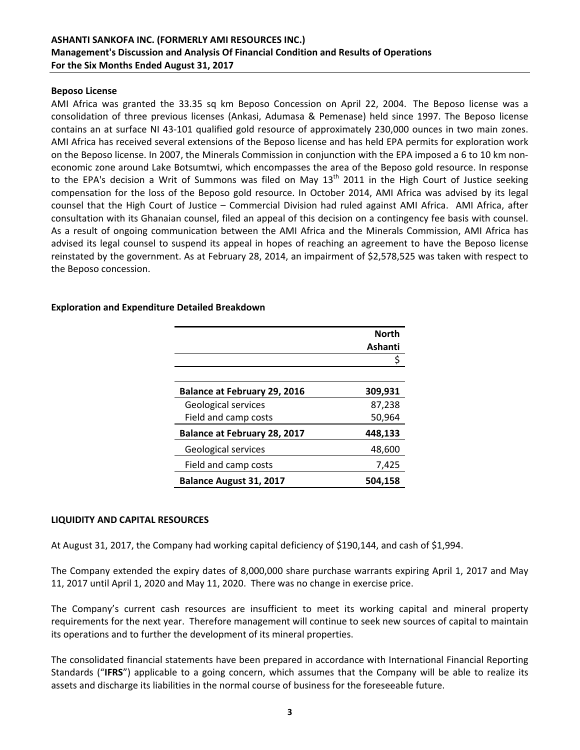**Beposo License**

AMI Africa was granted the 33.35 sq km Beposo Concession on April 22, 2004. The Beposo license was a consolidation of three previous licenses (Ankasi, Adumasa & Pemenase) held since 1997. The Beposo license contains an at surface NI 43-101 qualified gold resource of approximately 230,000 ounces in two main zones. AMI Africa has received several extensions of the Beposo license and has held EPA permits for exploration work on the Beposo license. In 2007, the Minerals Commission in conjunction with the EPA imposed a 6 to 10 km non-economic zone around Lake Botsumtwi, which encompasses the area of the Beposo gold resource. In response to the EPA's decision a Writ of Summons was filed on May 13th 2011 in the High Court of Justice seeking compensation for the loss of the Beposo gold resource. In October 2014, AMI Africa was advised by its legal counsel that the High Court of Justice – Commercial Division had ruled against AMI Africa. AMI Africa, after consultation with its Ghanaian counsel, filed an appeal of this decision on a contingency fee basis with counsel. As a result of ongoing communication between the AMI Africa and the Minerals Commission, AMI Africa has advised its legal counsel to suspend its appeal in hopes of reaching an agreement to have the Beposo license reinstated by the government. As at February 28, 2014, an impairment of $2,578,525 was taken with respect to the Beposo concession.

**Exploration and Expenditure Detailed Breakdown**

| | **North Ashanti** |
|---|---|
| | $ |
| **Balance at February 29, 2016** | **309,931** |
| Geological services | 87,238 |
| Field and camp costs | 50,964 |
| **Balance at February 28, 2017** | **448,133** |
| Geological services | 48,600 |
| Field and camp costs | 7,425 |
| **Balance August 31, 2017** | **504,158** |

**LIQUIDITY AND CAPITAL RESOURCES**

At August 31, 2017, the Company had working capital deficiency of $190,144, and cash of $1,994.

The Company extended the expiry dates of 8,000,000 share purchase warrants expiring April 1, 2017 and May 11, 2017 until April 1, 2020 and May 11, 2020. There was no change in exercise price.

The Company's current cash resources are insufficient to meet its working capital and mineral property requirements for the next year. Therefore management will continue to seek new sources of capital to maintain its operations and to further the development of its mineral properties.

The consolidated financial statements have been prepared in accordance with International Financial Reporting Standards ("**IFRS**") applicable to a going concern, which assumes that the Company will be able to realize its assets and discharge its liabilities in the normal course of business for the foreseeable future.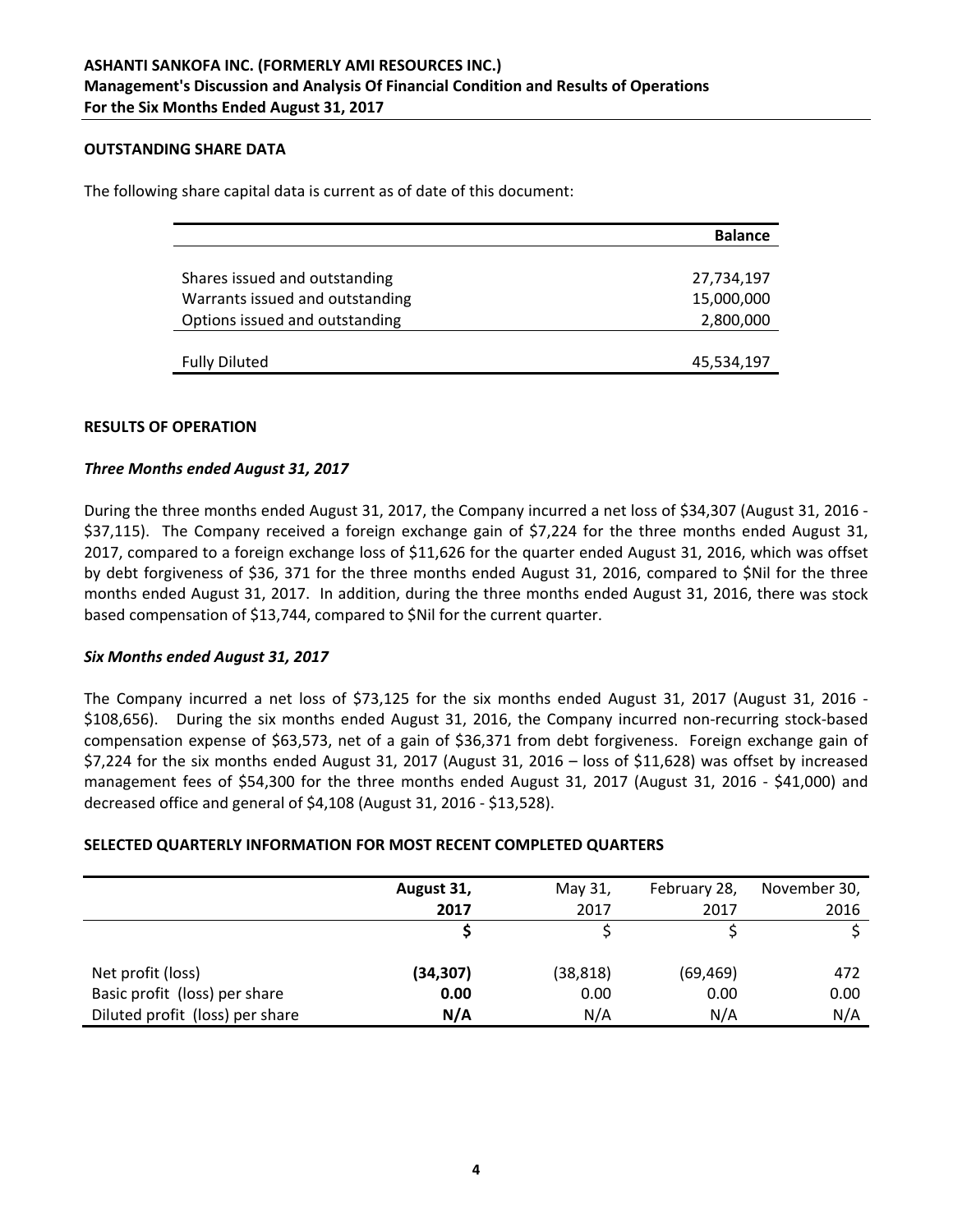## OUTSTANDING SHARE DATA

The following share capital data is current as of date of this document:

| | Balance |
|---|---|
| Shares issued and outstanding | 27,734,197 |
| Warrants issued and outstanding | 15,000,000 |
| Options issued and outstanding | 2,800,000 |
| Fully Diluted | 45,534,197 |

## RESULTS OF OPERATION

### *Three Months ended August 31, 2017*

During the three months ended August 31, 2017, the Company incurred a net loss of $34,307 (August 31, 2016 - $37,115). The Company received a foreign exchange gain of $7,224 for the three months ended August 31, 2017, compared to a foreign exchange loss of $11,626 for the quarter ended August 31, 2016, which was offset by debt forgiveness of $36, 371 for the three months ended August 31, 2016, compared to $Nil for the three months ended August 31, 2017. In addition, during the three months ended August 31, 2016, there was stock based compensation of $13,744, compared to $Nil for the current quarter.

### *Six Months ended August 31, 2017*

The Company incurred a net loss of $73,125 for the six months ended August 31, 2017 (August 31, 2016 - $108,656). During the six months ended August 31, 2016, the Company incurred non-recurring stock-based compensation expense of $63,573, net of a gain of $36,371 from debt forgiveness. Foreign exchange gain of $7,224 for the six months ended August 31, 2017 (August 31, 2016 – loss of $11,628) was offset by increased management fees of $54,300 for the three months ended August 31, 2017 (August 31, 2016 - $41,000) and decreased office and general of $4,108 (August 31, 2016 - $13,528).

## SELECTED QUARTERLY INFORMATION FOR MOST RECENT COMPLETED QUARTERS

| | **August 31, 2017** | May 31, 2017 | February 28, 2017 | November 30, 2016 |
|---|---|---|---|---|
| | **$** | $ | $ | $ |
| Net profit (loss) | **(34,307)** | (38,818) | (69,469) | 472 |
| Basic profit (loss) per share | **0.00** | 0.00 | 0.00 | 0.00 |
| Diluted profit (loss) per share | **N/A** | N/A | N/A | N/A |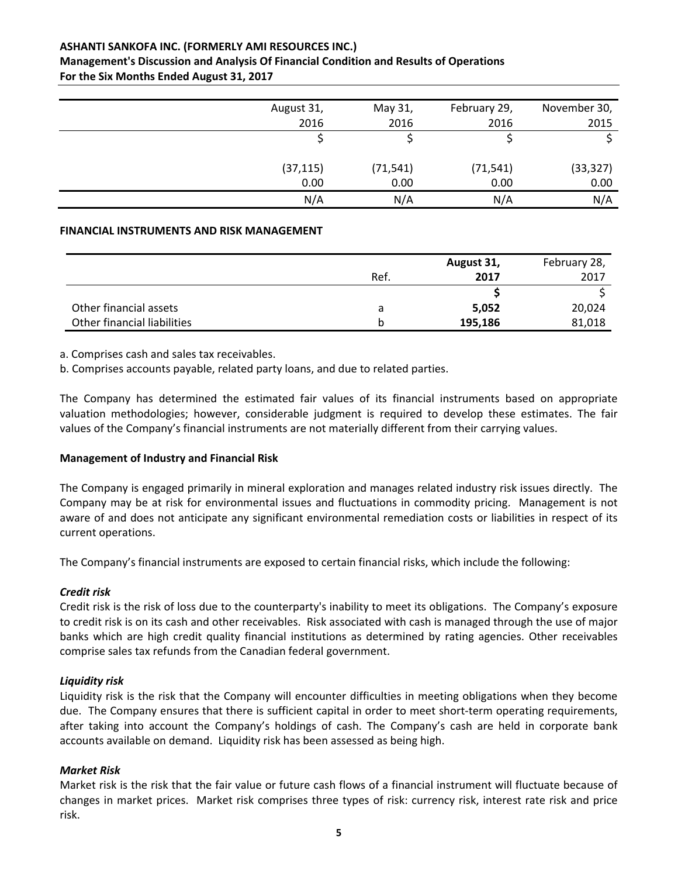| | August 31, 2016 | May 31, 2016 | February 29, 2016 | November 30, 2015 |
|---|---|---|---|---|
| | $ | $ | $ | $ |
| | (37,115) | (71,541) | (71,541) | (33,327) |
| | 0.00 | 0.00 | 0.00 | 0.00 |
| | N/A | N/A | N/A | N/A |

**FINANCIAL INSTRUMENTS AND RISK MANAGEMENT**

| | Ref. | **August 31, 2017** | February 28, 2017 |
|---|---|---|---|
| | | **$** | $ |
| Other financial assets | a | **5,052** | 20,024 |
| Other financial liabilities | b | **195,186** | 81,018 |

a. Comprises cash and sales tax receivables.

b. Comprises accounts payable, related party loans, and due to related parties.

The Company has determined the estimated fair values of its financial instruments based on appropriate valuation methodologies; however, considerable judgment is required to develop these estimates. The fair values of the Company's financial instruments are not materially different from their carrying values.

**Management of Industry and Financial Risk**

The Company is engaged primarily in mineral exploration and manages related industry risk issues directly. The Company may be at risk for environmental issues and fluctuations in commodity pricing. Management is not aware of and does not anticipate any significant environmental remediation costs or liabilities in respect of its current operations.

The Company's financial instruments are exposed to certain financial risks, which include the following:

***Credit risk***

Credit risk is the risk of loss due to the counterparty's inability to meet its obligations. The Company's exposure to credit risk is on its cash and other receivables. Risk associated with cash is managed through the use of major banks which are high credit quality financial institutions as determined by rating agencies. Other receivables comprise sales tax refunds from the Canadian federal government.

***Liquidity risk***

Liquidity risk is the risk that the Company will encounter difficulties in meeting obligations when they become due. The Company ensures that there is sufficient capital in order to meet short-term operating requirements, after taking into account the Company's holdings of cash. The Company's cash are held in corporate bank accounts available on demand. Liquidity risk has been assessed as being high.

***Market Risk***

Market risk is the risk that the fair value or future cash flows of a financial instrument will fluctuate because of changes in market prices. Market risk comprises three types of risk: currency risk, interest rate risk and price risk.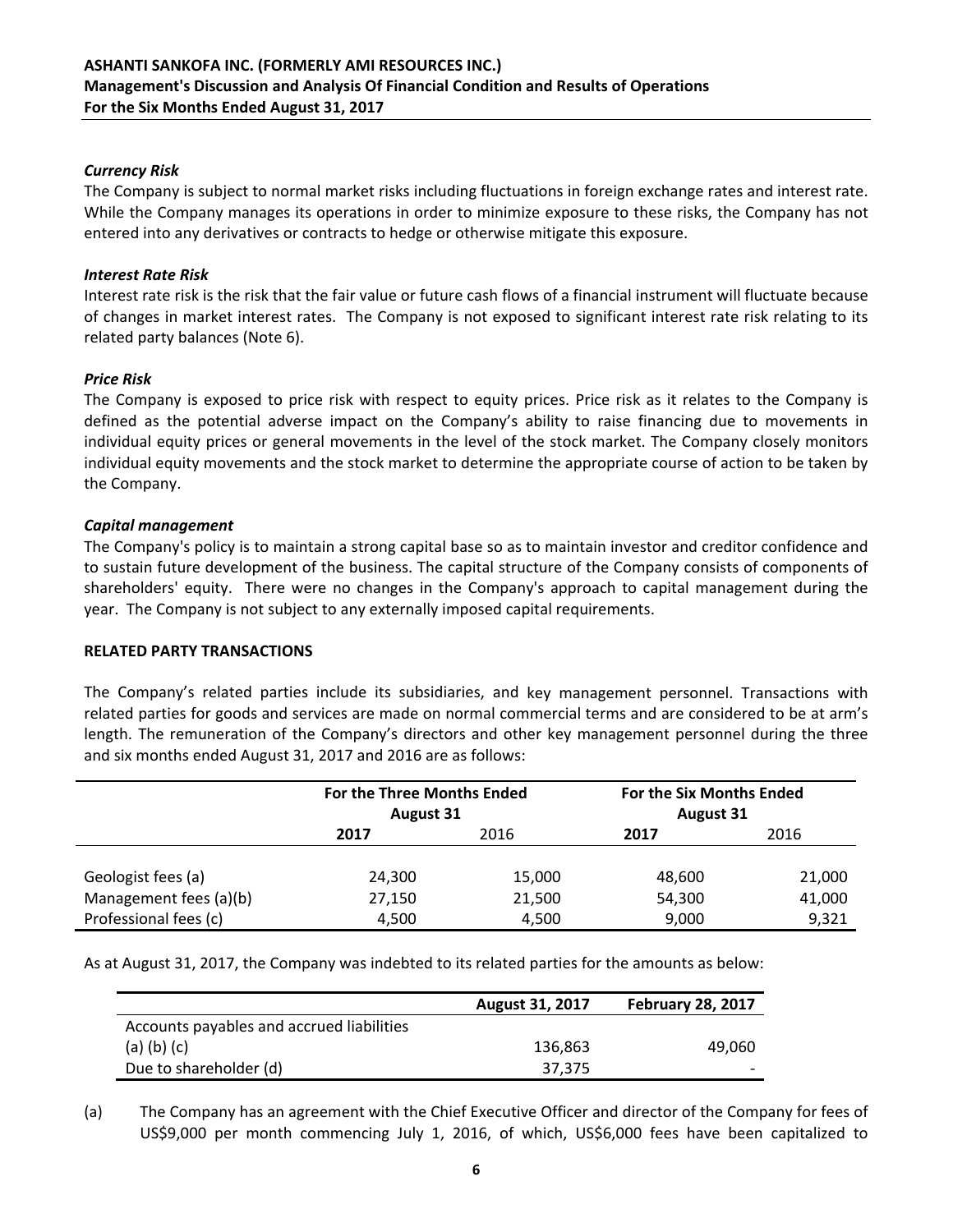### *Currency Risk*

The Company is subject to normal market risks including fluctuations in foreign exchange rates and interest rate. While the Company manages its operations in order to minimize exposure to these risks, the Company has not entered into any derivatives or contracts to hedge or otherwise mitigate this exposure.

### *Interest Rate Risk*

Interest rate risk is the risk that the fair value or future cash flows of a financial instrument will fluctuate because of changes in market interest rates. The Company is not exposed to significant interest rate risk relating to its related party balances (Note 6).

### *Price Risk*

The Company is exposed to price risk with respect to equity prices. Price risk as it relates to the Company is defined as the potential adverse impact on the Company's ability to raise financing due to movements in individual equity prices or general movements in the level of the stock market. The Company closely monitors individual equity movements and the stock market to determine the appropriate course of action to be taken by the Company.

### *Capital management*

The Company's policy is to maintain a strong capital base so as to maintain investor and creditor confidence and to sustain future development of the business. The capital structure of the Company consists of components of shareholders' equity. There were no changes in the Company's approach to capital management during the year. The Company is not subject to any externally imposed capital requirements.

## RELATED PARTY TRANSACTIONS

The Company's related parties include its subsidiaries, and key management personnel. Transactions with related parties for goods and services are made on normal commercial terms and are considered to be at arm's length. The remuneration of the Company's directors and other key management personnel during the three and six months ended August 31, 2017 and 2016 are as follows:

| | **For the Three Months Ended August 31** | | **For the Six Months Ended August 31** | |
|---|---|---|---|---|
| | **2017** | 2016 | **2017** | 2016 |
| Geologist fees (a) | 24,300 | 15,000 | 48,600 | 21,000 |
| Management fees (a)(b) | 27,150 | 21,500 | 54,300 | 41,000 |
| Professional fees (c) | 4,500 | 4,500 | 9,000 | 9,321 |

As at August 31, 2017, the Company was indebted to its related parties for the amounts as below:

| | **August 31, 2017** | **February 28, 2017** |
|---|---|---|
| Accounts payables and accrued liabilities (a) (b) (c) | 136,863 | 49,060 |
| Due to shareholder (d) | 37,375 | - |

(a) The Company has an agreement with the Chief Executive Officer and director of the Company for fees of US$9,000 per month commencing July 1, 2016, of which, US$6,000 fees have been capitalized to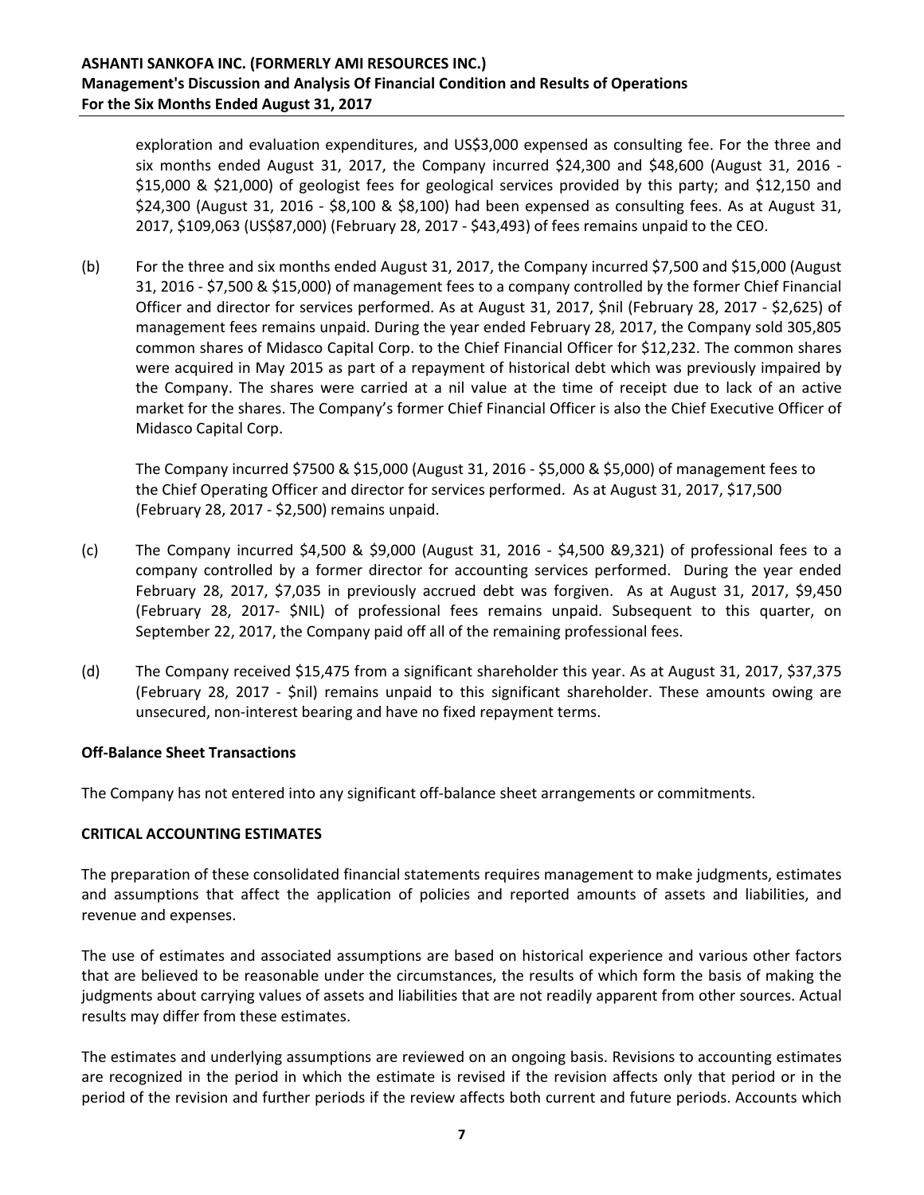exploration and evaluation expenditures, and US$3,000 expensed as consulting fee. For the three and six months ended August 31, 2017, the Company incurred $24,300 and $48,600 (August 31, 2016 - $15,000 & $21,000) of geologist fees for geological services provided by this party; and $12,150 and $24,300 (August 31, 2016 - $8,100 & $8,100) had been expensed as consulting fees. As at August 31, 2017, $109,063 (US$87,000) (February 28, 2017 - $43,493) of fees remains unpaid to the CEO.

(b) For the three and six months ended August 31, 2017, the Company incurred $7,500 and $15,000 (August 31, 2016 - $7,500 & $15,000) of management fees to a company controlled by the former Chief Financial Officer and director for services performed. As at August 31, 2017, $nil (February 28, 2017 - $2,625) of management fees remains unpaid. During the year ended February 28, 2017, the Company sold 305,805 common shares of Midasco Capital Corp. to the Chief Financial Officer for $12,232. The common shares were acquired in May 2015 as part of a repayment of historical debt which was previously impaired by the Company. The shares were carried at a nil value at the time of receipt due to lack of an active market for the shares. The Company's former Chief Financial Officer is also the Chief Executive Officer of Midasco Capital Corp.

The Company incurred $7500 & $15,000 (August 31, 2016 - $5,000 & $5,000) of management fees to the Chief Operating Officer and director for services performed. As at August 31, 2017, $17,500 (February 28, 2017 - $2,500) remains unpaid.

(c) The Company incurred $4,500 & $9,000 (August 31, 2016 - $4,500 &9,321) of professional fees to a company controlled by a former director for accounting services performed. During the year ended February 28, 2017, $7,035 in previously accrued debt was forgiven. As at August 31, 2017, $9,450 (February 28, 2017- $NIL) of professional fees remains unpaid. Subsequent to this quarter, on September 22, 2017, the Company paid off all of the remaining professional fees.

(d) The Company received $15,475 from a significant shareholder this year. As at August 31, 2017, $37,375 (February 28, 2017 - $nil) remains unpaid to this significant shareholder. These amounts owing are unsecured, non-interest bearing and have no fixed repayment terms.

**Off-Balance Sheet Transactions**

The Company has not entered into any significant off-balance sheet arrangements or commitments.

## CRITICAL ACCOUNTING ESTIMATES

The preparation of these consolidated financial statements requires management to make judgments, estimates and assumptions that affect the application of policies and reported amounts of assets and liabilities, and revenue and expenses.

The use of estimates and associated assumptions are based on historical experience and various other factors that are believed to be reasonable under the circumstances, the results of which form the basis of making the judgments about carrying values of assets and liabilities that are not readily apparent from other sources. Actual results may differ from these estimates.

The estimates and underlying assumptions are reviewed on an ongoing basis. Revisions to accounting estimates are recognized in the period in which the estimate is revised if the revision affects only that period or in the period of the revision and further periods if the review affects both current and future periods. Accounts which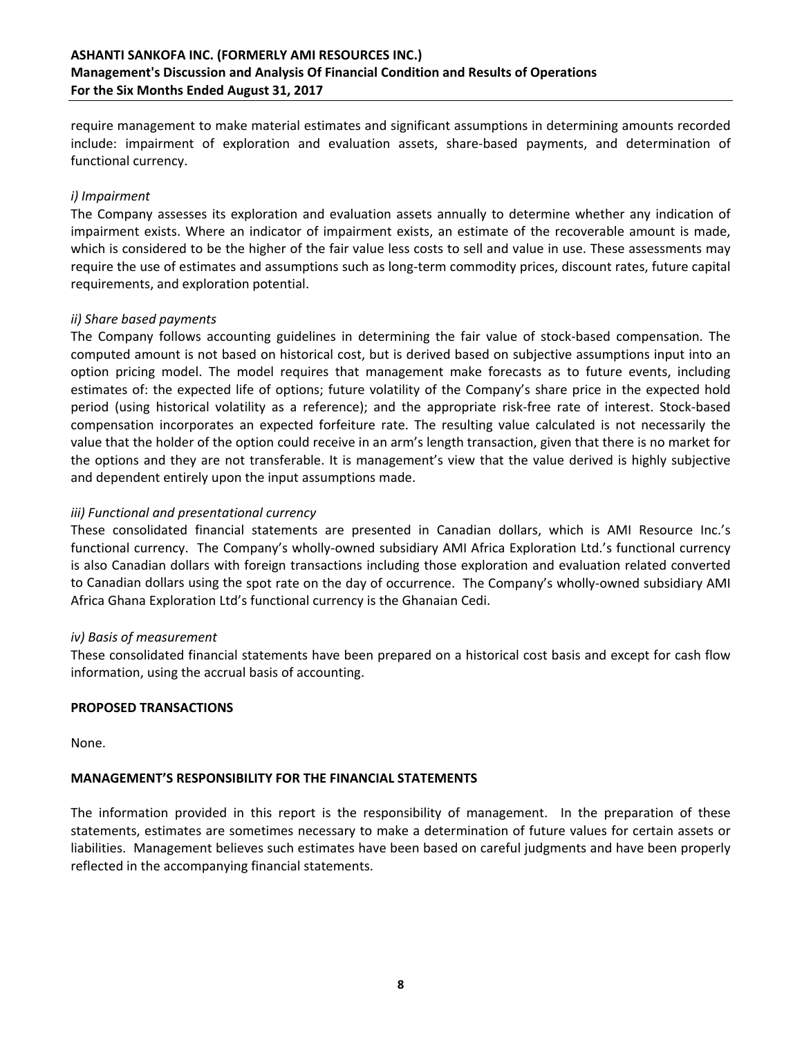require management to make material estimates and significant assumptions in determining amounts recorded include: impairment of exploration and evaluation assets, share-based payments, and determination of functional currency.

*i) Impairment*

The Company assesses its exploration and evaluation assets annually to determine whether any indication of impairment exists. Where an indicator of impairment exists, an estimate of the recoverable amount is made, which is considered to be the higher of the fair value less costs to sell and value in use. These assessments may require the use of estimates and assumptions such as long-term commodity prices, discount rates, future capital requirements, and exploration potential.

*ii) Share based payments*

The Company follows accounting guidelines in determining the fair value of stock-based compensation. The computed amount is not based on historical cost, but is derived based on subjective assumptions input into an option pricing model. The model requires that management make forecasts as to future events, including estimates of: the expected life of options; future volatility of the Company's share price in the expected hold period (using historical volatility as a reference); and the appropriate risk-free rate of interest. Stock-based compensation incorporates an expected forfeiture rate. The resulting value calculated is not necessarily the value that the holder of the option could receive in an arm's length transaction, given that there is no market for the options and they are not transferable. It is management's view that the value derived is highly subjective and dependent entirely upon the input assumptions made.

*iii) Functional and presentational currency*

These consolidated financial statements are presented in Canadian dollars, which is AMI Resource Inc.'s functional currency. The Company's wholly-owned subsidiary AMI Africa Exploration Ltd.'s functional currency is also Canadian dollars with foreign transactions including those exploration and evaluation related converted to Canadian dollars using the spot rate on the day of occurrence. The Company's wholly-owned subsidiary AMI Africa Ghana Exploration Ltd's functional currency is the Ghanaian Cedi.

*iv) Basis of measurement*

These consolidated financial statements have been prepared on a historical cost basis and except for cash flow information, using the accrual basis of accounting.

**PROPOSED TRANSACTIONS**

None.

**MANAGEMENT'S RESPONSIBILITY FOR THE FINANCIAL STATEMENTS**

The information provided in this report is the responsibility of management. In the preparation of these statements, estimates are sometimes necessary to make a determination of future values for certain assets or liabilities. Management believes such estimates have been based on careful judgments and have been properly reflected in the accompanying financial statements.